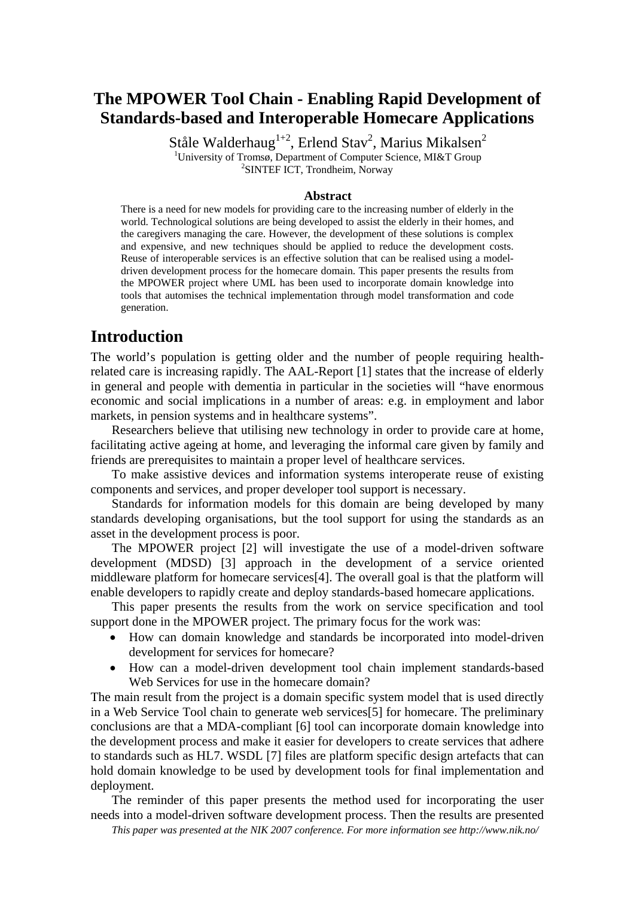# The MPOWER Tool Chain - Enabling Rapid Development of Standards-based and Interoperable Homecare Applications

Ståle Walderhaug[1+2], Erlend Stav[2], Marius Mikalsen[2]

[1]University of Tromsø, Department of Computer Science, MI&T Group
[2]SINTEF ICT, Trondheim, Norway

### Abstract

There is a need for new models for providing care to the increasing number of elderly in the world. Technological solutions are being developed to assist the elderly in their homes, and the caregivers managing the care. However, the development of these solutions is complex and expensive, and new techniques should be applied to reduce the development costs. Reuse of interoperable services is an effective solution that can be realised using a model-driven development process for the homecare domain. This paper presents the results from the MPOWER project where UML has been used to incorporate domain knowledge into tools that automises the technical implementation through model transformation and code generation.

## Introduction

The world's population is getting older and the number of people requiring health-related care is increasing rapidly. The AAL-Report [1] states that the increase of elderly in general and people with dementia in particular in the societies will "have enormous economic and social implications in a number of areas: e.g. in employment and labor markets, in pension systems and in healthcare systems".

Researchers believe that utilising new technology in order to provide care at home, facilitating active ageing at home, and leveraging the informal care given by family and friends are prerequisites to maintain a proper level of healthcare services.

To make assistive devices and information systems interoperate reuse of existing components and services, and proper developer tool support is necessary.

Standards for information models for this domain are being developed by many standards developing organisations, but the tool support for using the standards as an asset in the development process is poor.

The MPOWER project [2] will investigate the use of a model-driven software development (MDSD) [3] approach in the development of a service oriented middleware platform for homecare services[4]. The overall goal is that the platform will enable developers to rapidly create and deploy standards-based homecare applications.

This paper presents the results from the work on service specification and tool support done in the MPOWER project. The primary focus for the work was:

- How can domain knowledge and standards be incorporated into model-driven development for services for homecare?
- How can a model-driven development tool chain implement standards-based Web Services for use in the homecare domain?

The main result from the project is a domain specific system model that is used directly in a Web Service Tool chain to generate web services[5] for homecare. The preliminary conclusions are that a MDA-compliant [6] tool can incorporate domain knowledge into the development process and make it easier for developers to create services that adhere to standards such as HL7. WSDL [7] files are platform specific design artefacts that can hold domain knowledge to be used by development tools for final implementation and deployment.

The reminder of this paper presents the method used for incorporating the user needs into a model-driven software development process. Then the results are presented

*This paper was presented at the NIK 2007 conference. For more information see http://www.nik.no/*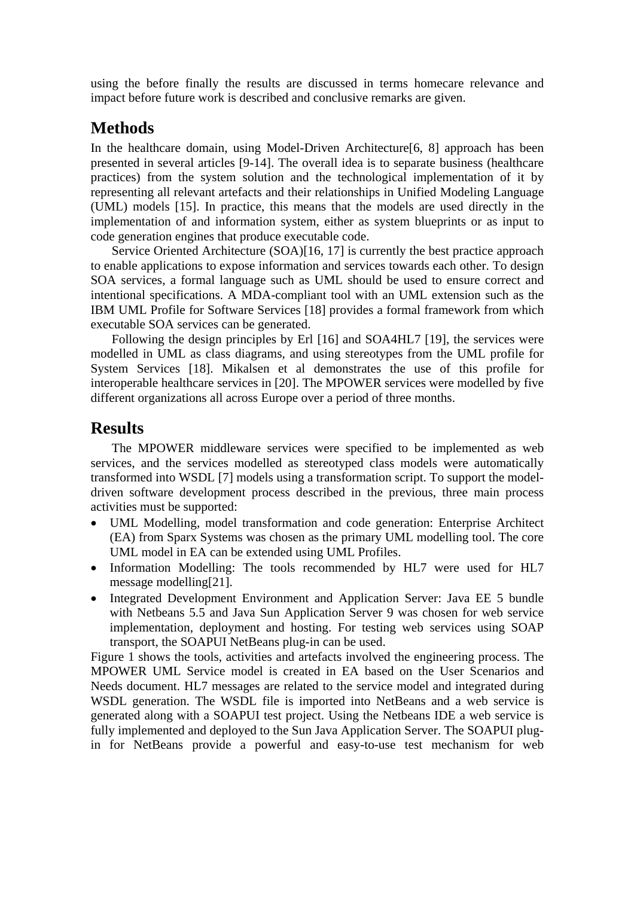using the before finally the results are discussed in terms homecare relevance and impact before future work is described and conclusive remarks are given.

## Methods

In the healthcare domain, using Model-Driven Architecture[6, 8] approach has been presented in several articles [9-14]. The overall idea is to separate business (healthcare practices) from the system solution and the technological implementation of it by representing all relevant artefacts and their relationships in Unified Modeling Language (UML) models [15]. In practice, this means that the models are used directly in the implementation of and information system, either as system blueprints or as input to code generation engines that produce executable code.

Service Oriented Architecture (SOA)[16, 17] is currently the best practice approach to enable applications to expose information and services towards each other. To design SOA services, a formal language such as UML should be used to ensure correct and intentional specifications. A MDA-compliant tool with an UML extension such as the IBM UML Profile for Software Services [18] provides a formal framework from which executable SOA services can be generated.

Following the design principles by Erl [16] and SOA4HL7 [19], the services were modelled in UML as class diagrams, and using stereotypes from the UML profile for System Services [18]. Mikalsen et al demonstrates the use of this profile for interoperable healthcare services in [20]. The MPOWER services were modelled by five different organizations all across Europe over a period of three months.

## Results

The MPOWER middleware services were specified to be implemented as web services, and the services modelled as stereotyped class models were automatically transformed into WSDL [7] models using a transformation script. To support the model-driven software development process described in the previous, three main process activities must be supported:

- UML Modelling, model transformation and code generation: Enterprise Architect (EA) from Sparx Systems was chosen as the primary UML modelling tool. The core UML model in EA can be extended using UML Profiles.
- Information Modelling: The tools recommended by HL7 were used for HL7 message modelling[21].
- Integrated Development Environment and Application Server: Java EE 5 bundle with Netbeans 5.5 and Java Sun Application Server 9 was chosen for web service implementation, deployment and hosting. For testing web services using SOAP transport, the SOAPUI NetBeans plug-in can be used.

Figure 1 shows the tools, activities and artefacts involved the engineering process. The MPOWER UML Service model is created in EA based on the User Scenarios and Needs document. HL7 messages are related to the service model and integrated during WSDL generation. The WSDL file is imported into NetBeans and a web service is generated along with a SOAPUI test project. Using the Netbeans IDE a web service is fully implemented and deployed to the Sun Java Application Server. The SOAPUI plug-in for NetBeans provide a powerful and easy-to-use test mechanism for web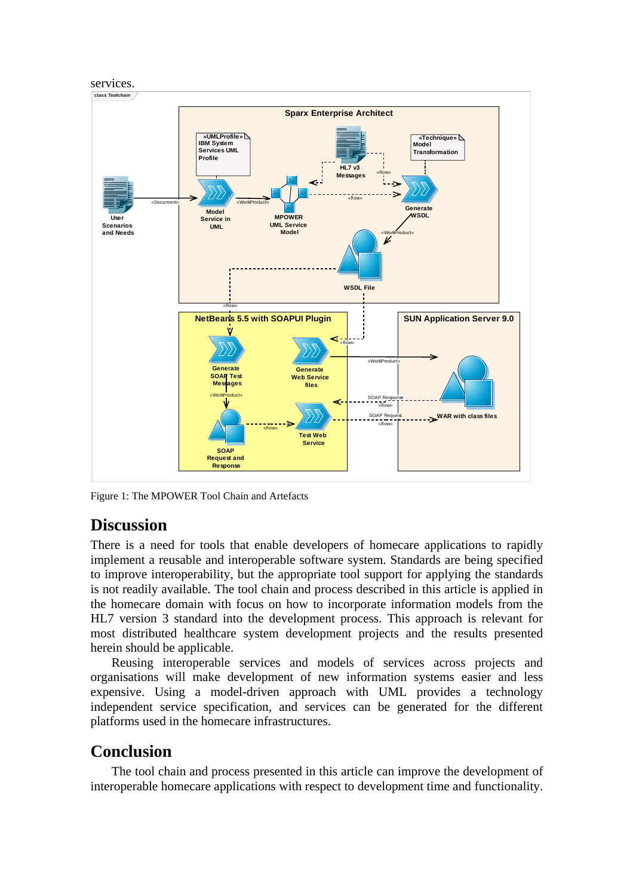services.

Figure 1: The MPOWER Tool Chain and Artefacts

## Discussion

There is a need for tools that enable developers of homecare applications to rapidly implement a reusable and interoperable software system. Standards are being specified to improve interoperability, but the appropriate tool support for applying the standards is not readily available. The tool chain and process described in this article is applied in the homecare domain with focus on how to incorporate information models from the HL7 version 3 standard into the development process. This approach is relevant for most distributed healthcare system development projects and the results presented herein should be applicable.

Reusing interoperable services and models of services across projects and organisations will make development of new information systems easier and less expensive. Using a model-driven approach with UML provides a technology independent service specification, and services can be generated for the different platforms used in the homecare infrastructures.

## Conclusion

The tool chain and process presented in this article can improve the development of interoperable homecare applications with respect to development time and functionality.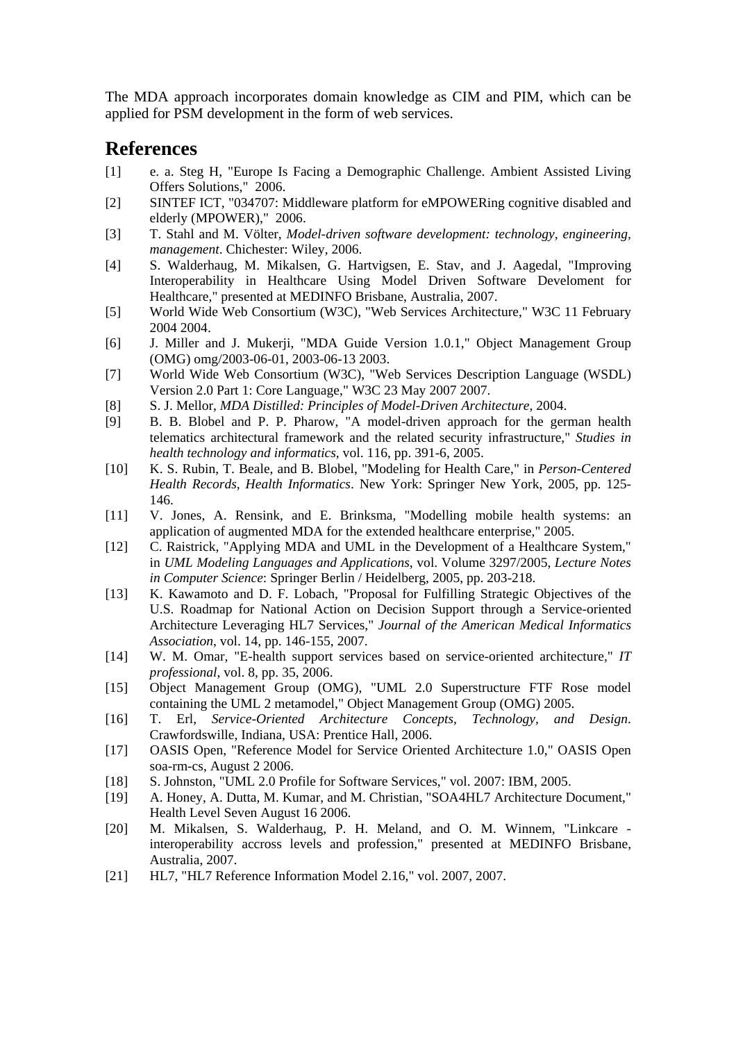The MDA approach incorporates domain knowledge as CIM and PIM, which can be applied for PSM development in the form of web services.

## References

[1] e. a. Steg H, "Europe Is Facing a Demographic Challenge. Ambient Assisted Living Offers Solutions," 2006.

[2] SINTEF ICT, "034707: Middleware platform for eMPOWERing cognitive disabled and elderly (MPOWER)," 2006.

[3] T. Stahl and M. Völter, *Model-driven software development: technology, engineering, management*. Chichester: Wiley, 2006.

[4] S. Walderhaug, M. Mikalsen, G. Hartvigsen, E. Stav, and J. Aagedal, "Improving Interoperability in Healthcare Using Model Driven Software Develoment for Healthcare," presented at MEDINFO Brisbane, Australia, 2007.

[5] World Wide Web Consortium (W3C), "Web Services Architecture," W3C 11 February 2004 2004.

[6] J. Miller and J. Mukerji, "MDA Guide Version 1.0.1," Object Management Group (OMG) omg/2003-06-01, 2003-06-13 2003.

[7] World Wide Web Consortium (W3C), "Web Services Description Language (WSDL) Version 2.0 Part 1: Core Language," W3C 23 May 2007 2007.

[8] S. J. Mellor, *MDA Distilled: Principles of Model-Driven Architecture*, 2004.

[9] B. B. Blobel and P. P. Pharow, "A model-driven approach for the german health telematics architectural framework and the related security infrastructure," *Studies in health technology and informatics*, vol. 116, pp. 391-6, 2005.

[10] K. S. Rubin, T. Beale, and B. Blobel, "Modeling for Health Care," in *Person-Centered Health Records*, *Health Informatics*. New York: Springer New York, 2005, pp. 125-146.

[11] V. Jones, A. Rensink, and E. Brinksma, "Modelling mobile health systems: an application of augmented MDA for the extended healthcare enterprise," 2005.

[12] C. Raistrick, "Applying MDA and UML in the Development of a Healthcare System," in *UML Modeling Languages and Applications*, vol. Volume 3297/2005, *Lecture Notes in Computer Science*: Springer Berlin / Heidelberg, 2005, pp. 203-218.

[13] K. Kawamoto and D. F. Lobach, "Proposal for Fulfilling Strategic Objectives of the U.S. Roadmap for National Action on Decision Support through a Service-oriented Architecture Leveraging HL7 Services," *Journal of the American Medical Informatics Association*, vol. 14, pp. 146-155, 2007.

[14] W. M. Omar, "E-health support services based on service-oriented architecture," *IT professional*, vol. 8, pp. 35, 2006.

[15] Object Management Group (OMG), "UML 2.0 Superstructure FTF Rose model containing the UML 2 metamodel," Object Management Group (OMG) 2005.

[16] T. Erl, *Service-Oriented Architecture Concepts, Technology, and Design*. Crawfordswille, Indiana, USA: Prentice Hall, 2006.

[17] OASIS Open, "Reference Model for Service Oriented Architecture 1.0," OASIS Open soa-rm-cs, August 2 2006.

[18] S. Johnston, "UML 2.0 Profile for Software Services," vol. 2007: IBM, 2005.

[19] A. Honey, A. Dutta, M. Kumar, and M. Christian, "SOA4HL7 Architecture Document," Health Level Seven August 16 2006.

[20] M. Mikalsen, S. Walderhaug, P. H. Meland, and O. M. Winnem, "Linkcare - interoperability accross levels and profession," presented at MEDINFO Brisbane, Australia, 2007.

[21] HL7, "HL7 Reference Information Model 2.16," vol. 2007, 2007.